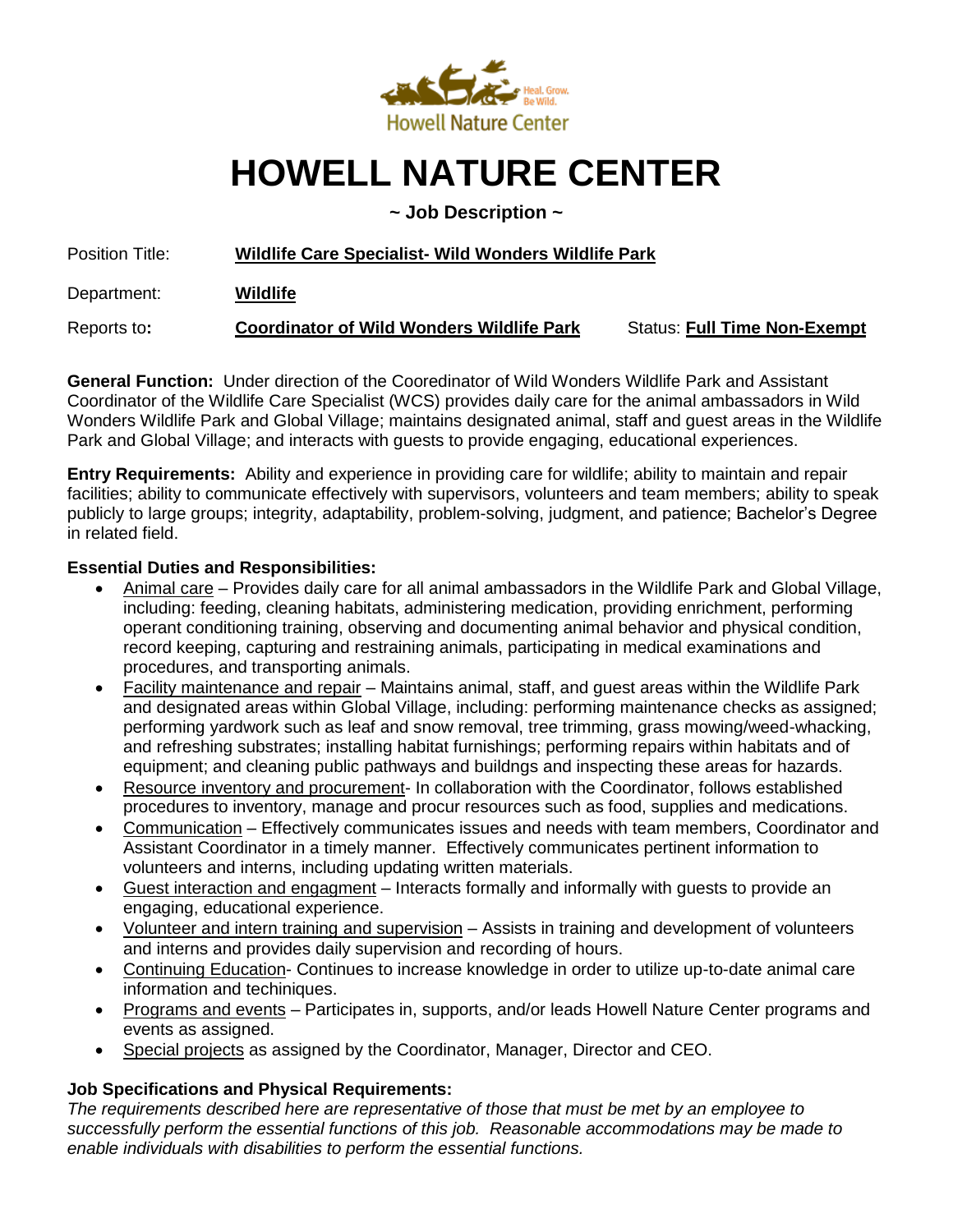Howell Nature Center

Heal. Grow. Be Wild.

# HOWELL NATURE CENTER

**~ Job Description ~**

Position Title: **Wildlife Care Specialist- Wild Wonders Wildlife Park**

Department: **Wildlife**

Reports to**:** **Coordinator of Wild Wonders Wildlife Park** Status: **Full Time Non-Exempt**

**General Function:** Under direction of the Cooredinator of Wild Wonders Wildlife Park and Assistant Coordinator of the Wildlife Care Specialist (WCS) provides daily care for the animal ambassadors in Wild Wonders Wildlife Park and Global Village; maintains designated animal, staff and guest areas in the Wildlife Park and Global Village; and interacts with guests to provide engaging, educational experiences.

**Entry Requirements:** Ability and experience in providing care for wildlife; ability to maintain and repair facilities; ability to communicate effectively with supervisors, volunteers and team members; ability to speak publicly to large groups; integrity, adaptability, problem-solving, judgment, and patience; Bachelor's Degree in related field.

**Essential Duties and Responsibilities:**

- Animal care – Provides daily care for all animal ambassadors in the Wildlife Park and Global Village, including: feeding, cleaning habitats, administering medication, providing enrichment, performing operant conditioning training, observing and documenting animal behavior and physical condition, record keeping, capturing and restraining animals, participating in medical examinations and procedures, and transporting animals.
- Facility maintenance and repair – Maintains animal, staff, and guest areas within the Wildlife Park and designated areas within Global Village, including: performing maintenance checks as assigned; performing yardwork such as leaf and snow removal, tree trimming, grass mowing/weed-whacking, and refreshing substrates; installing habitat furnishings; performing repairs within habitats and of equipment; and cleaning public pathways and buildngs and inspecting these areas for hazards.
- Resource inventory and procurement- In collaboration with the Coordinator, follows established procedures to inventory, manage and procur resources such as food, supplies and medications.
- Communication – Effectively communicates issues and needs with team members, Coordinator and Assistant Coordinator in a timely manner. Effectively communicates pertinent information to volunteers and interns, including updating written materials.
- Guest interaction and engagment – Interacts formally and informally with guests to provide an engaging, educational experience.
- Volunteer and intern training and supervision – Assists in training and development of volunteers and interns and provides daily supervision and recording of hours.
- Continuing Education- Continues to increase knowledge in order to utilize up-to-date animal care information and techiniques.
- Programs and events – Participates in, supports, and/or leads Howell Nature Center programs and events as assigned.
- Special projects as assigned by the Coordinator, Manager, Director and CEO.

**Job Specifications and Physical Requirements:**

*The requirements described here are representative of those that must be met by an employee to successfully perform the essential functions of this job. Reasonable accommodations may be made to enable individuals with disabilities to perform the essential functions.*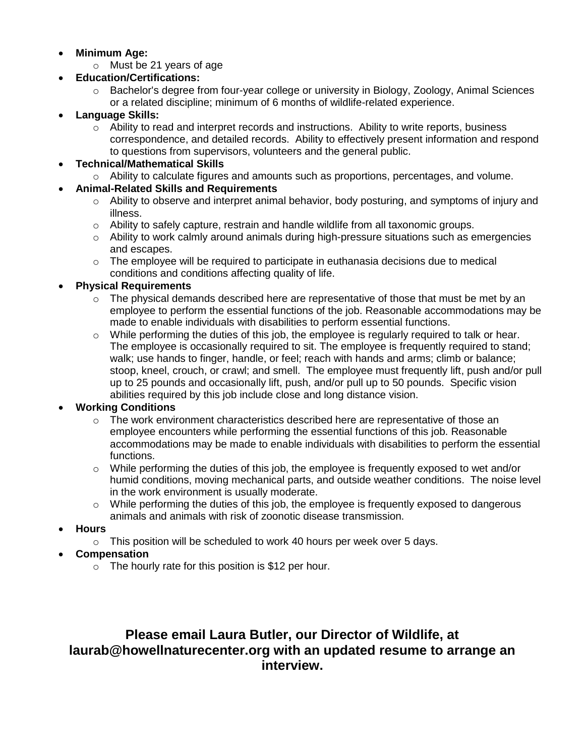- **Minimum Age:**
  - Must be 21 years of age
- **Education/Certifications:**
  - Bachelor's degree from four-year college or university in Biology, Zoology, Animal Sciences or a related discipline; minimum of 6 months of wildlife-related experience.
- **Language Skills:**
  - Ability to read and interpret records and instructions. Ability to write reports, business correspondence, and detailed records. Ability to effectively present information and respond to questions from supervisors, volunteers and the general public.
- **Technical/Mathematical Skills**
  - Ability to calculate figures and amounts such as proportions, percentages, and volume.
- **Animal-Related Skills and Requirements**
  - Ability to observe and interpret animal behavior, body posturing, and symptoms of injury and illness.
  - Ability to safely capture, restrain and handle wildlife from all taxonomic groups.
  - Ability to work calmly around animals during high-pressure situations such as emergencies and escapes.
  - The employee will be required to participate in euthanasia decisions due to medical conditions and conditions affecting quality of life.
- **Physical Requirements**
  - The physical demands described here are representative of those that must be met by an employee to perform the essential functions of the job. Reasonable accommodations may be made to enable individuals with disabilities to perform essential functions.
  - While performing the duties of this job, the employee is regularly required to talk or hear. The employee is occasionally required to sit. The employee is frequently required to stand; walk; use hands to finger, handle, or feel; reach with hands and arms; climb or balance; stoop, kneel, crouch, or crawl; and smell. The employee must frequently lift, push and/or pull up to 25 pounds and occasionally lift, push, and/or pull up to 50 pounds. Specific vision abilities required by this job include close and long distance vision.
- **Working Conditions**
  - The work environment characteristics described here are representative of those an employee encounters while performing the essential functions of this job. Reasonable accommodations may be made to enable individuals with disabilities to perform the essential functions.
  - While performing the duties of this job, the employee is frequently exposed to wet and/or humid conditions, moving mechanical parts, and outside weather conditions. The noise level in the work environment is usually moderate.
  - While performing the duties of this job, the employee is frequently exposed to dangerous animals and animals with risk of zoonotic disease transmission.
- **Hours**
  - This position will be scheduled to work 40 hours per week over 5 days.
- **Compensation**
  - The hourly rate for this position is $12 per hour.

## Please email Laura Butler, our Director of Wildlife, at laurab@howellnaturecenter.org with an updated resume to arrange an interview.